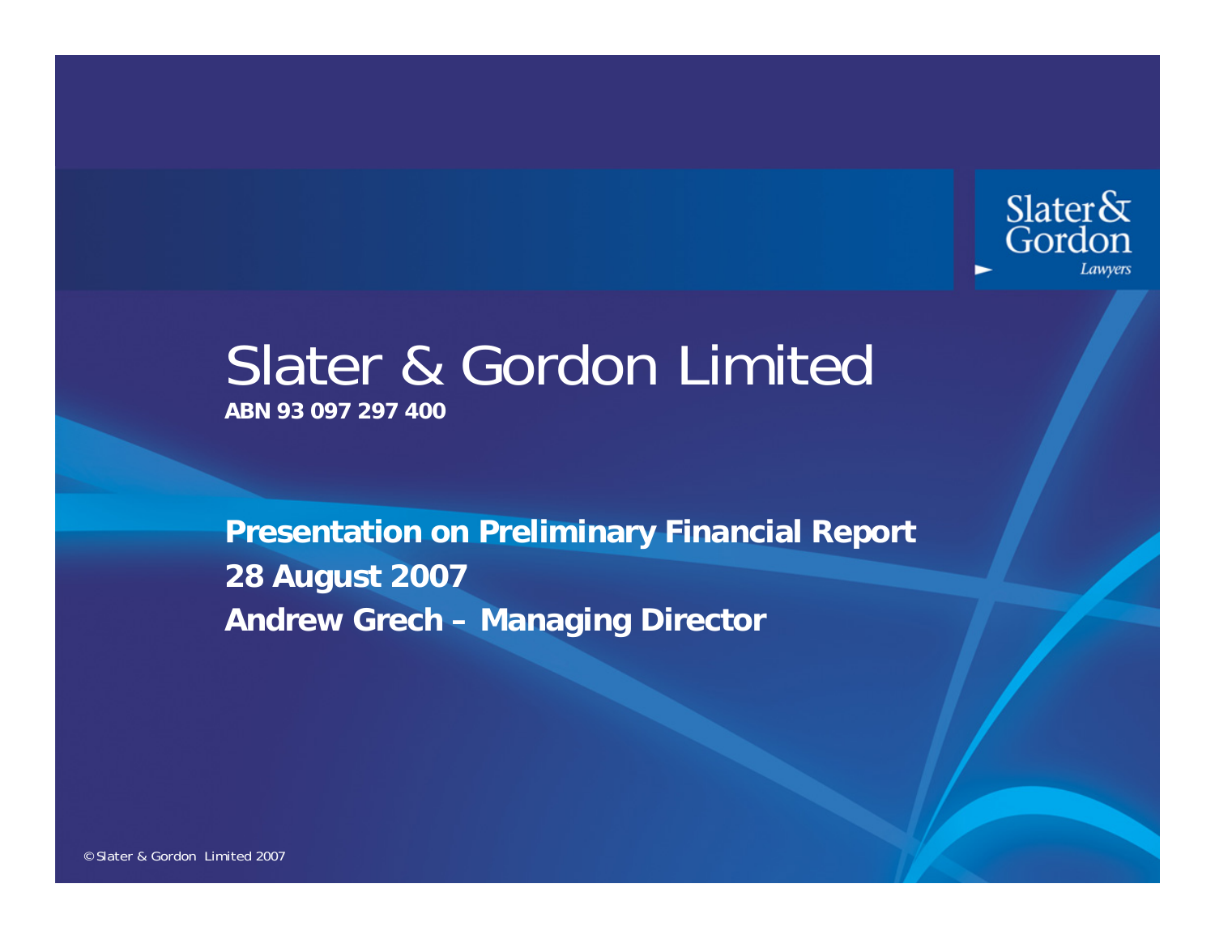Slater & Gordon Lawyers

# Slater & Gordon Limited

**ABN 93 097 297 400**

**Presentation on Preliminary Financial Report**
**28 August 2007**
**Andrew Grech – Managing Director**

© Slater & Gordon Limited 2007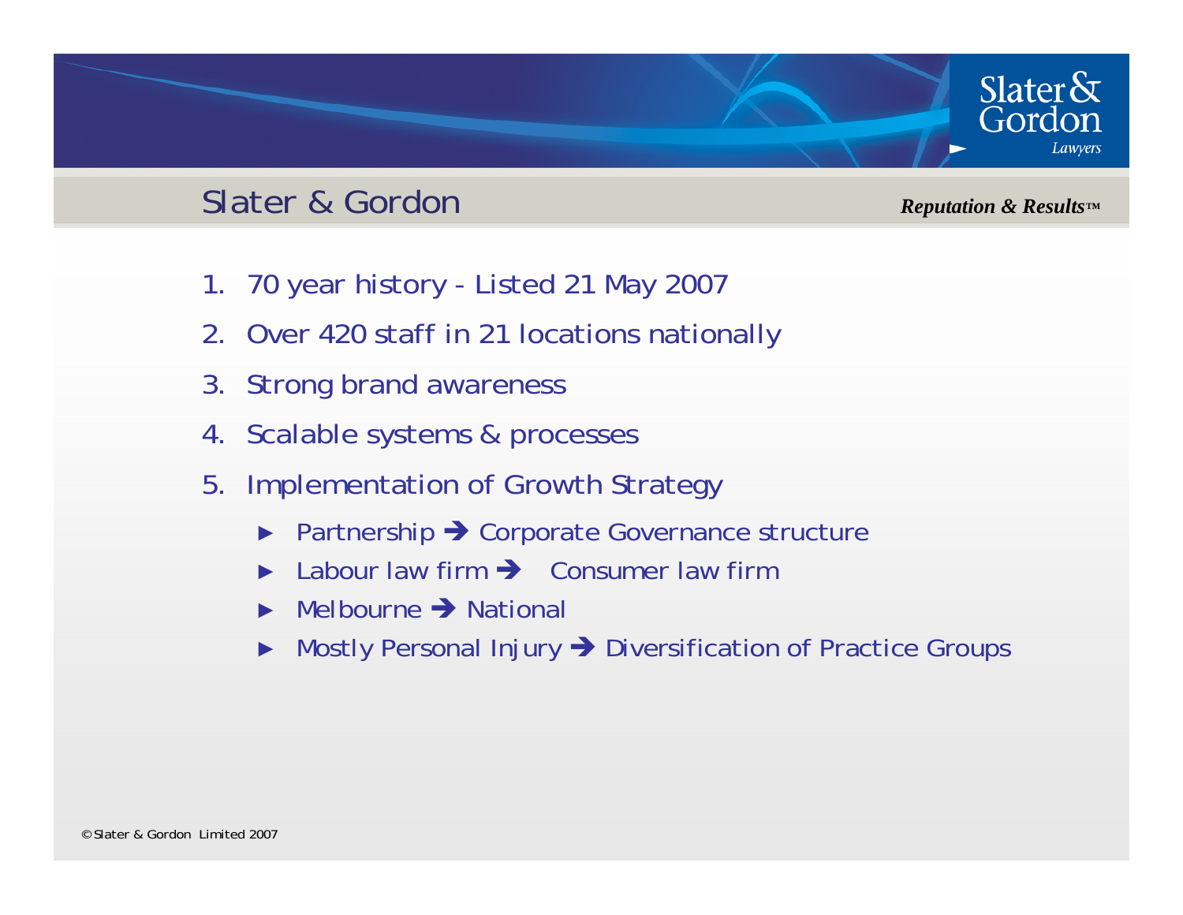## Slater & Gordon

***Reputation & Results™***

1. 70 year history - Listed 21 May 2007
2. Over 420 staff in 21 locations nationally
3. Strong brand awareness
4. Scalable systems & processes
5. Implementation of Growth Strategy
   - Partnership ➔ Corporate Governance structure
   - Labour law firm ➔ Consumer law firm
   - Melbourne ➔ National
   - Mostly Personal Injury ➔ Diversification of Practice Groups

© Slater & Gordon Limited 2007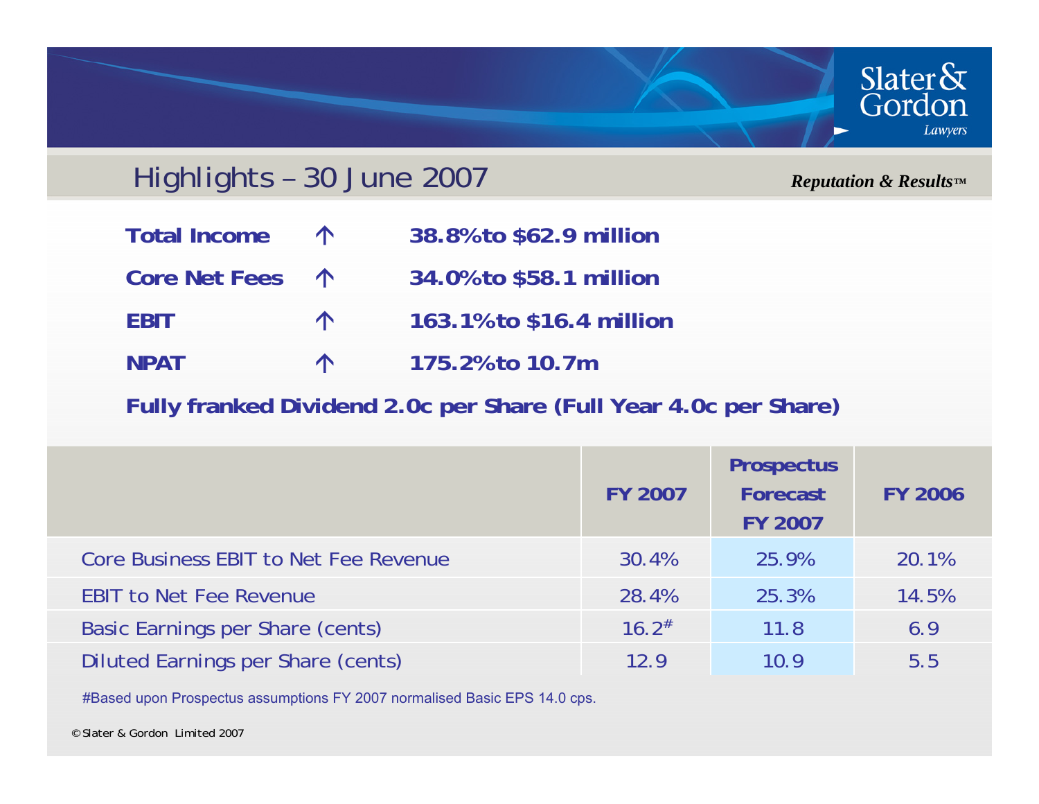# Highlights – 30 June 2007

*Reputation & Results™*

**Total Income ↑ 38.8% to $62.9 million**

**Core Net Fees ↑ 34.0% to $58.1 million**

**EBIT ↑ 163.1% to $16.4 million**

**NPAT ↑ 175.2% to 10.7m**

**Fully franked Dividend 2.0c per Share (Full Year 4.0c per Share)**

| | FY 2007 | Prospectus Forecast FY 2007 | FY 2006 |
|---|---|---|---|
| Core Business EBIT to Net Fee Revenue | 30.4% | 25.9% | 20.1% |
| EBIT to Net Fee Revenue | 28.4% | 25.3% | 14.5% |
| Basic Earnings per Share (cents) | 16.2# | 11.8 | 6.9 |
| Diluted Earnings per Share (cents) | 12.9 | 10.9 | 5.5 |

#Based upon Prospectus assumptions FY 2007 normalised Basic EPS 14.0 cps.

© Slater & Gordon Limited 2007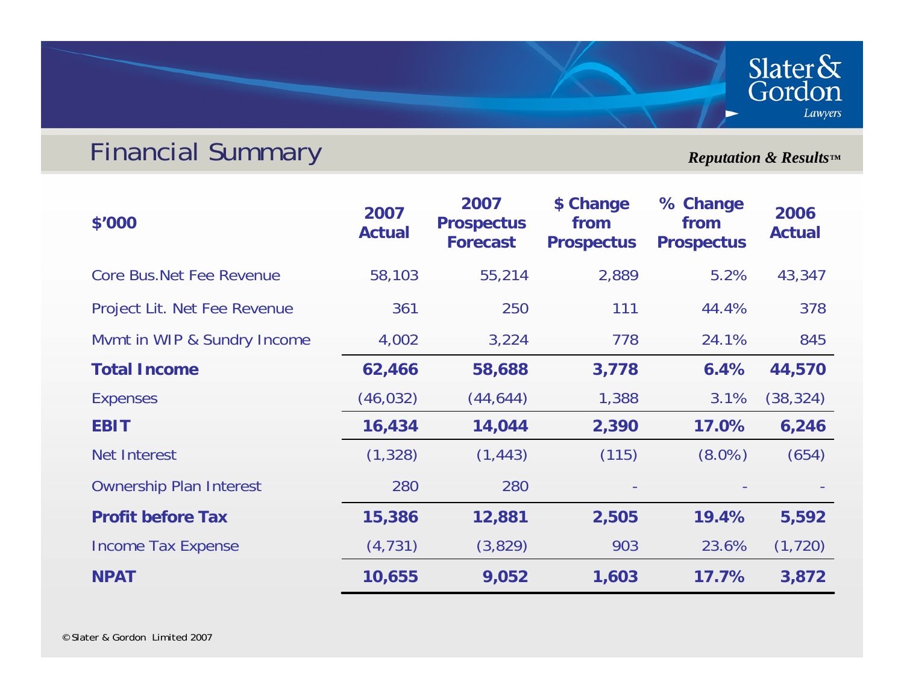# Financial Summary

*Reputation & Results™*

| $'000 | 2007 Actual | 2007 Prospectus Forecast | $ Change from Prospectus | % Change from Prospectus | 2006 Actual |
|---|---|---|---|---|---|
| Core Bus.Net Fee Revenue | 58,103 | 55,214 | 2,889 | 5.2% | 43,347 |
| Project Lit. Net Fee Revenue | 361 | 250 | 111 | 44.4% | 378 |
| Mvmt in WIP & Sundry Income | 4,002 | 3,224 | 778 | 24.1% | 845 |
| **Total Income** | **62,466** | **58,688** | **3,778** | **6.4%** | **44,570** |
| Expenses | (46,032) | (44,644) | 1,388 | 3.1% | (38,324) |
| **EBIT** | **16,434** | **14,044** | **2,390** | **17.0%** | **6,246** |
| Net Interest | (1,328) | (1,443) | (115) | (8.0%) | (654) |
| Ownership Plan Interest | 280 | 280 | - | - | - |
| **Profit before Tax** | **15,386** | **12,881** | **2,505** | **19.4%** | **5,592** |
| Income Tax Expense | (4,731) | (3,829) | 903 | 23.6% | (1,720) |
| **NPAT** | **10,655** | **9,052** | **1,603** | **17.7%** | **3,872** |

©Slater & Gordon Limited 2007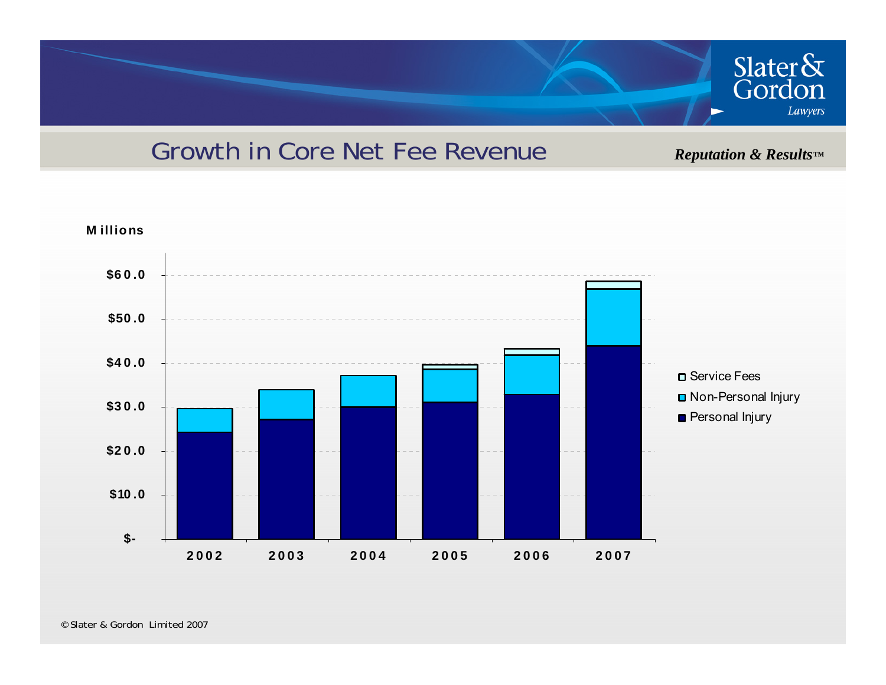# Growth in Core Net Fee Revenue

*Reputation & Results™*

Millions

$60.0
$50.0
$40.0
$30.0
$20.0
$10.0
$-

2002 2003 2004 2005 2006 2007

- Service Fees
- Non-Personal Injury
- Personal Injury

© Slater & Gordon Limited 2007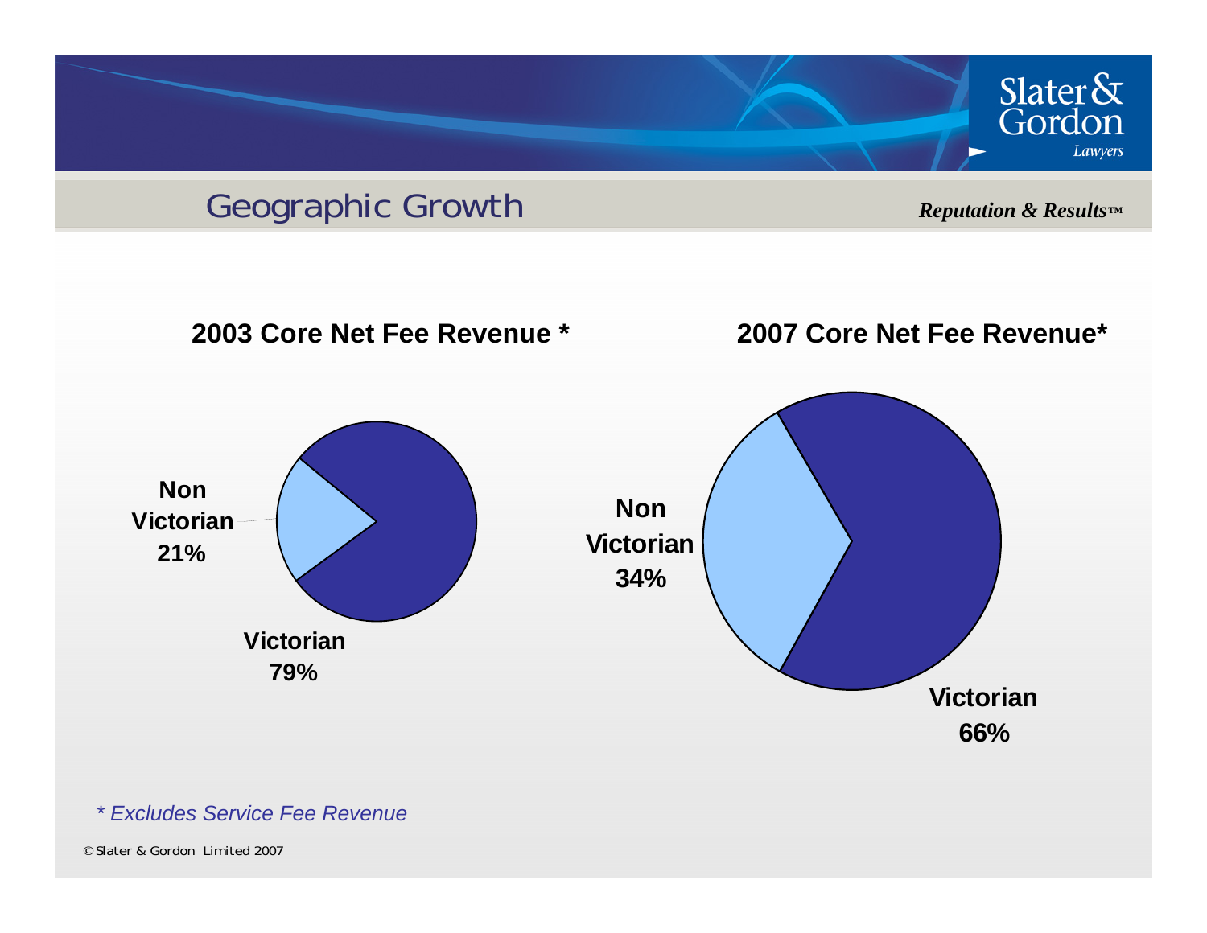# Geographic Growth

*Reputation & Results™*

## 2003 Core Net Fee Revenue *

- Non Victorian 21%
- Victorian 79%

## 2007 Core Net Fee Revenue*

- Non Victorian 34%
- Victorian 66%

*\* Excludes Service Fee Revenue*

© Slater & Gordon Limited 2007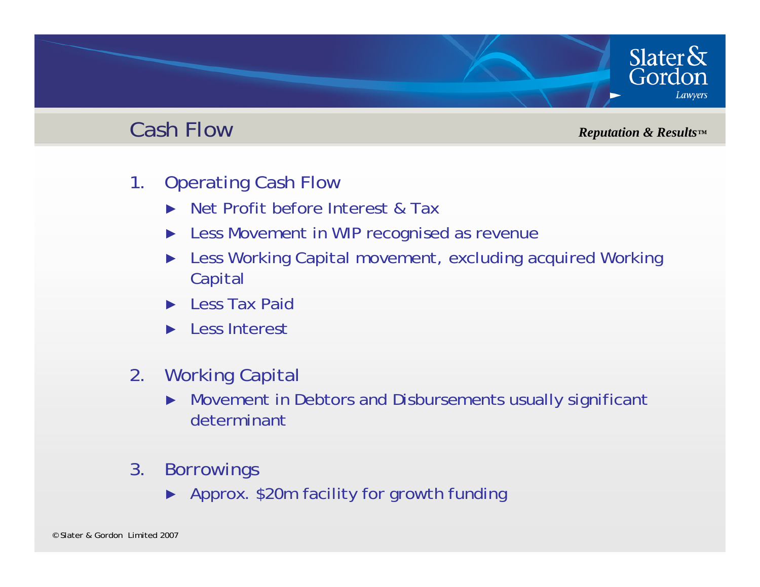# Cash Flow

*Reputation & Results™*

1. Operating Cash Flow
   - Net Profit before Interest & Tax
   - Less Movement in WIP recognised as revenue
   - Less Working Capital movement, excluding acquired Working Capital
   - Less Tax Paid
   - Less Interest

2. Working Capital
   - Movement in Debtors and Disbursements usually significant determinant

3. Borrowings
   - Approx. $20m facility for growth funding

© Slater & Gordon Limited 2007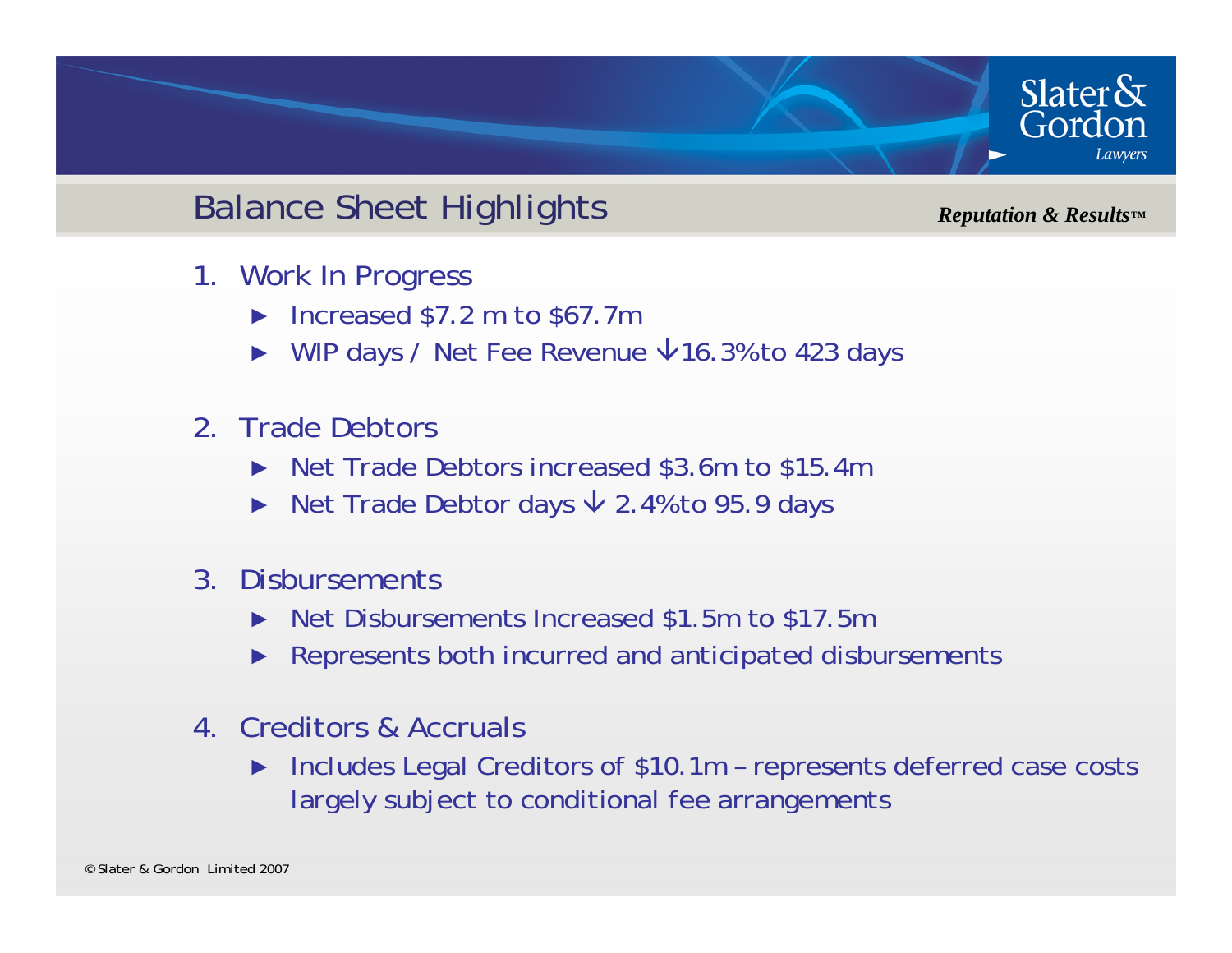# Balance Sheet Highlights

*Reputation & Results™*

1. Work In Progress
   - Increased $7.2 m to $67.7m
   - WIP days / Net Fee Revenue ↓16.3% to 423 days

2. Trade Debtors
   - Net Trade Debtors increased $3.6m to $15.4m
   - Net Trade Debtor days ↓ 2.4% to 95.9 days

3. Disbursements
   - Net Disbursements Increased $1.5m to $17.5m
   - Represents both incurred and anticipated disbursements

4. Creditors & Accruals
   - Includes Legal Creditors of $10.1m – represents deferred case costs largely subject to conditional fee arrangements

© Slater & Gordon Limited 2007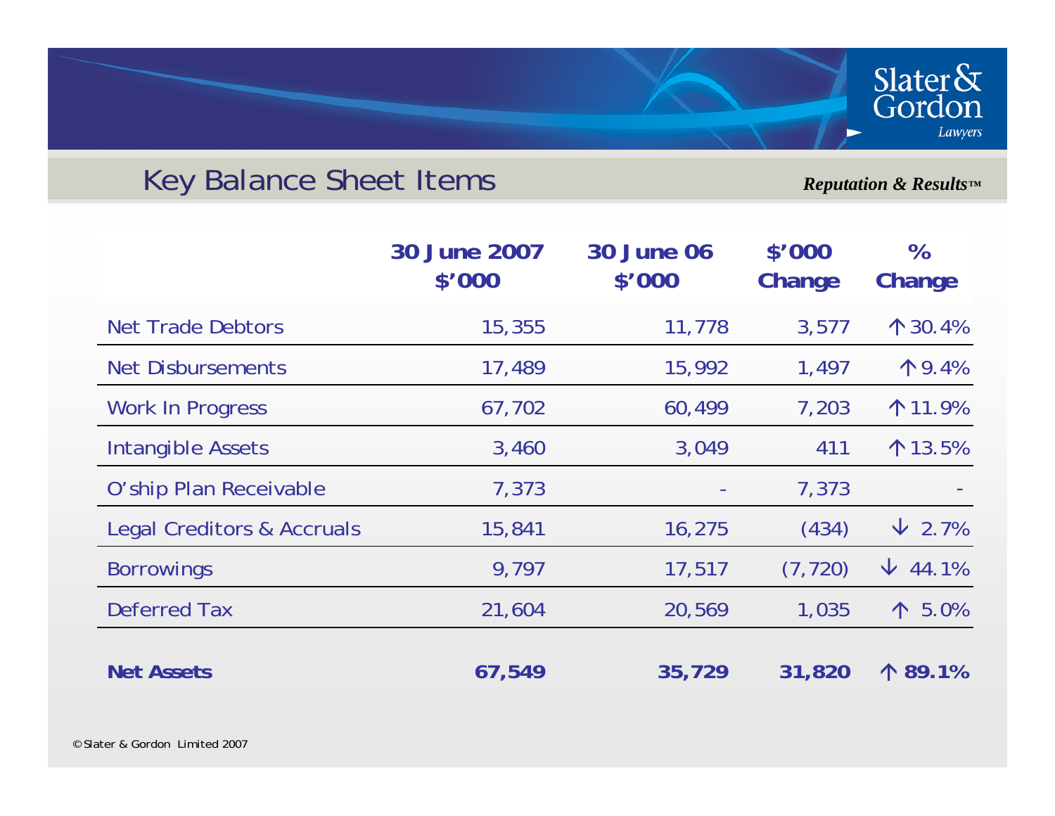## Key Balance Sheet Items

*Reputation & Results™*

| | 30 June 2007 $'000 | 30 June 06 $'000 | $'000 Change | % Change |
|---|---|---|---|---|
| Net Trade Debtors | 15,355 | 11,778 | 3,577 | ↑ 30.4% |
| Net Disbursements | 17,489 | 15,992 | 1,497 | ↑ 9.4% |
| Work In Progress | 67,702 | 60,499 | 7,203 | ↑ 11.9% |
| Intangible Assets | 3,460 | 3,049 | 411 | ↑ 13.5% |
| O'ship Plan Receivable | 7,373 | - | 7,373 | - |
| Legal Creditors & Accruals | 15,841 | 16,275 | (434) | ↓ 2.7% |
| Borrowings | 9,797 | 17,517 | (7,720) | ↓ 44.1% |
| Deferred Tax | 21,604 | 20,569 | 1,035 | ↑ 5.0% |
| **Net Assets** | **67,549** | **35,729** | **31,820** | **↑ 89.1%** |

© Slater & Gordon Limited 2007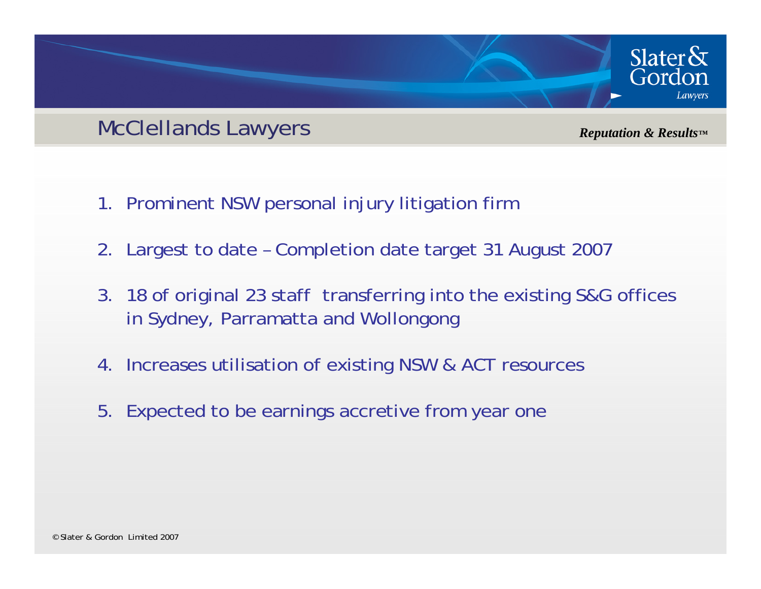## McClellands Lawyers

*Reputation & Results™*

1. Prominent NSW personal injury litigation firm
2. Largest to date – Completion date target 31 August 2007
3. 18 of original 23 staff transferring into the existing S&G offices in Sydney, Parramatta and Wollongong
4. Increases utilisation of existing NSW & ACT resources
5. Expected to be earnings accretive from year one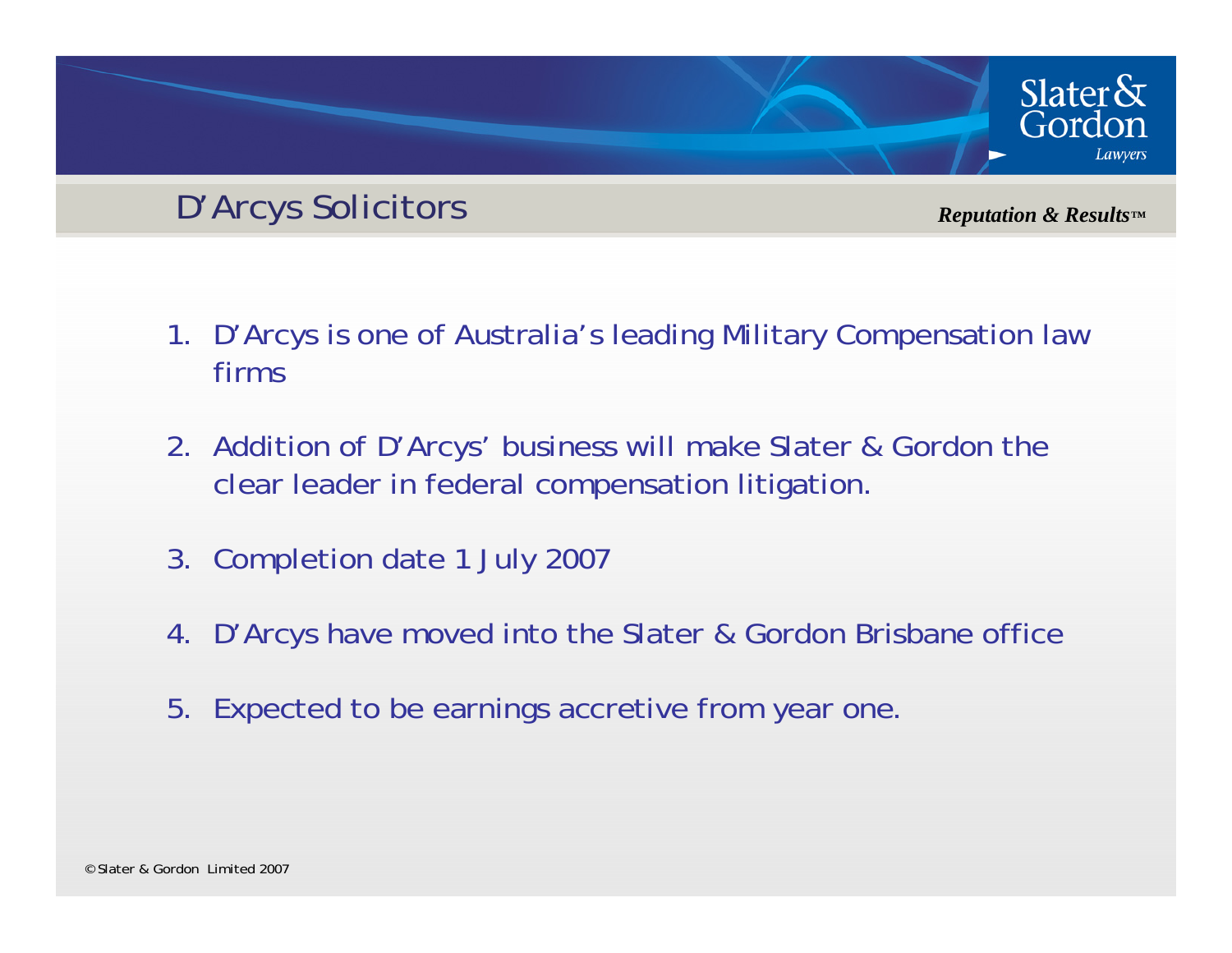## D'Arcys Solicitors

1. D'Arcys is one of Australia's leading Military Compensation law firms
2. Addition of D'Arcys' business will make Slater & Gordon the clear leader in federal compensation litigation.
3. Completion date 1 July 2007
4. D'Arcys have moved into the Slater & Gordon Brisbane office
5. Expected to be earnings accretive from year one.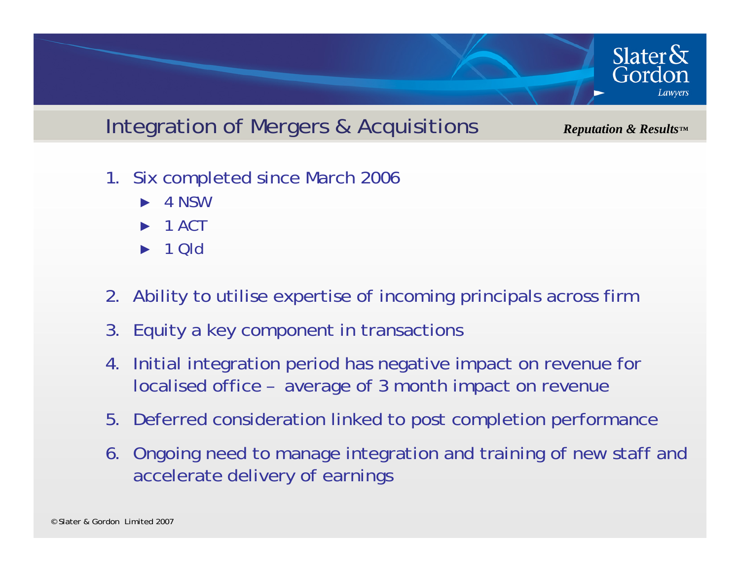## Integration of Mergers & Acquisitions

*Reputation & Results™*

1. Six completed since March 2006
   - 4 NSW
   - 1 ACT
   - 1 Qld
2. Ability to utilise expertise of incoming principals across firm
3. Equity a key component in transactions
4. Initial integration period has negative impact on revenue for localised office – average of 3 month impact on revenue
5. Deferred consideration linked to post completion performance
6. Ongoing need to manage integration and training of new staff and accelerate delivery of earnings

© Slater & Gordon Limited 2007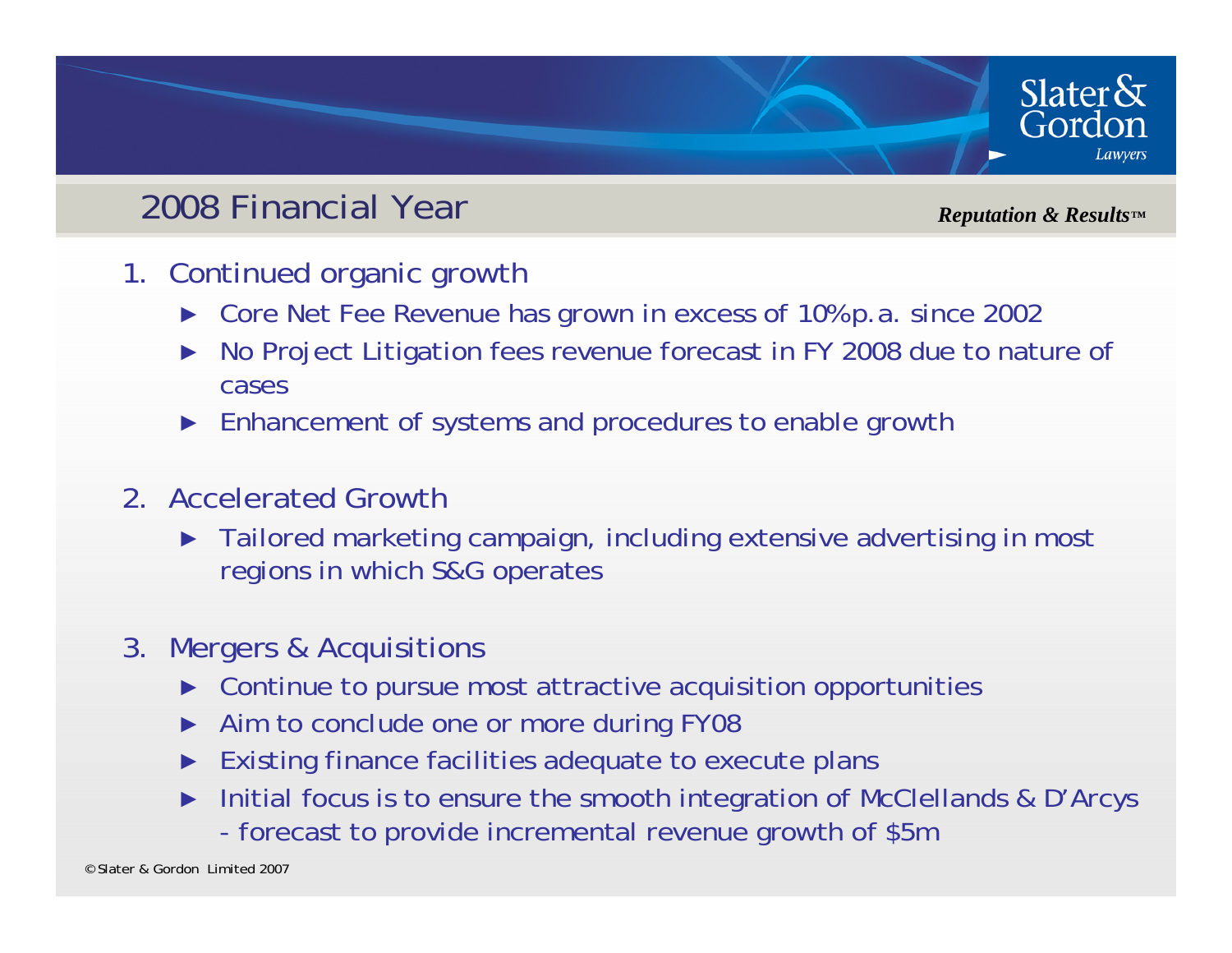## 2008 Financial Year

*Reputation & Results™*

1. Continued organic growth
   - Core Net Fee Revenue has grown in excess of 10%p.a. since 2002
   - No Project Litigation fees revenue forecast in FY 2008 due to nature of cases
   - Enhancement of systems and procedures to enable growth

2. Accelerated Growth
   - Tailored marketing campaign, including extensive advertising in most regions in which S&G operates

3. Mergers & Acquisitions
   - Continue to pursue most attractive acquisition opportunities
   - Aim to conclude one or more during FY08
   - Existing finance facilities adequate to execute plans
   - Initial focus is to ensure the smooth integration of McClellands & D'Arcys - forecast to provide incremental revenue growth of $5m

© Slater & Gordon Limited 2007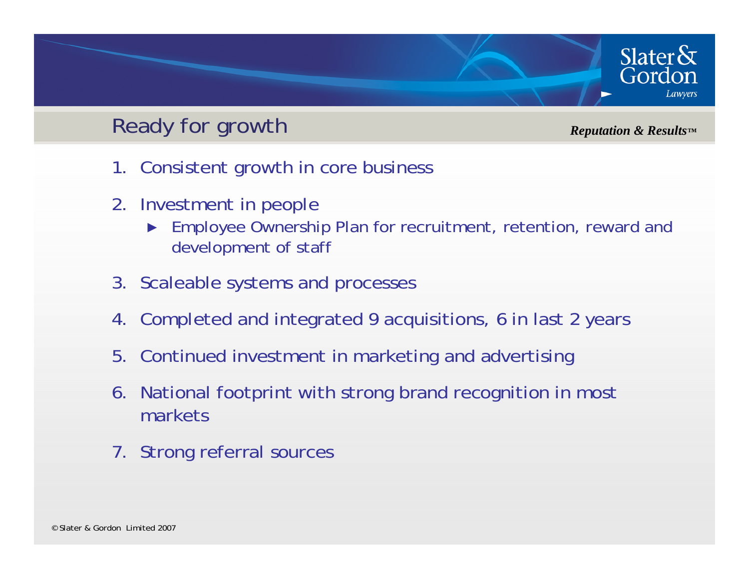# Ready for growth

*Reputation & Results™*

1. Consistent growth in core business
2. Investment in people
   - Employee Ownership Plan for recruitment, retention, reward and development of staff
3. Scaleable systems and processes
4. Completed and integrated 9 acquisitions, 6 in last 2 years
5. Continued investment in marketing and advertising
6. National footprint with strong brand recognition in most markets
7. Strong referral sources

© Slater & Gordon Limited 2007